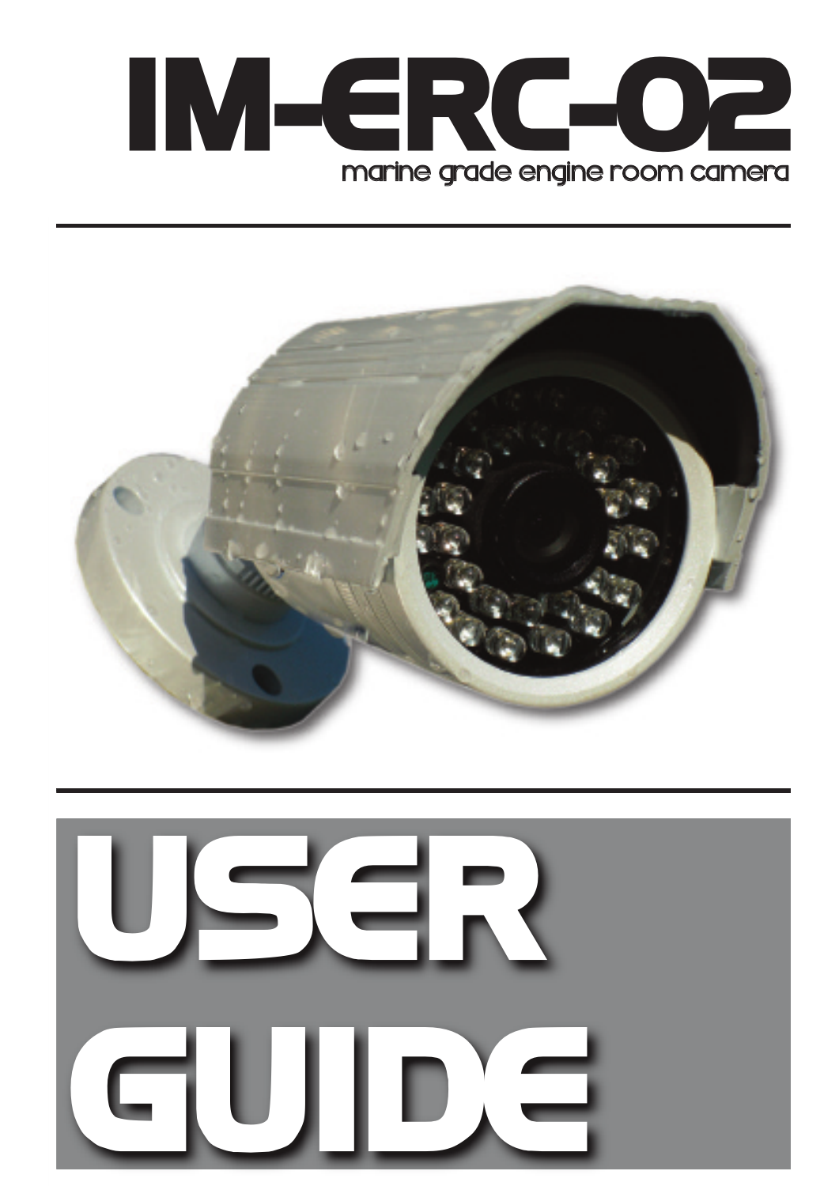# IM-ERC-02

marine grade engine room camera

# USER GUIDE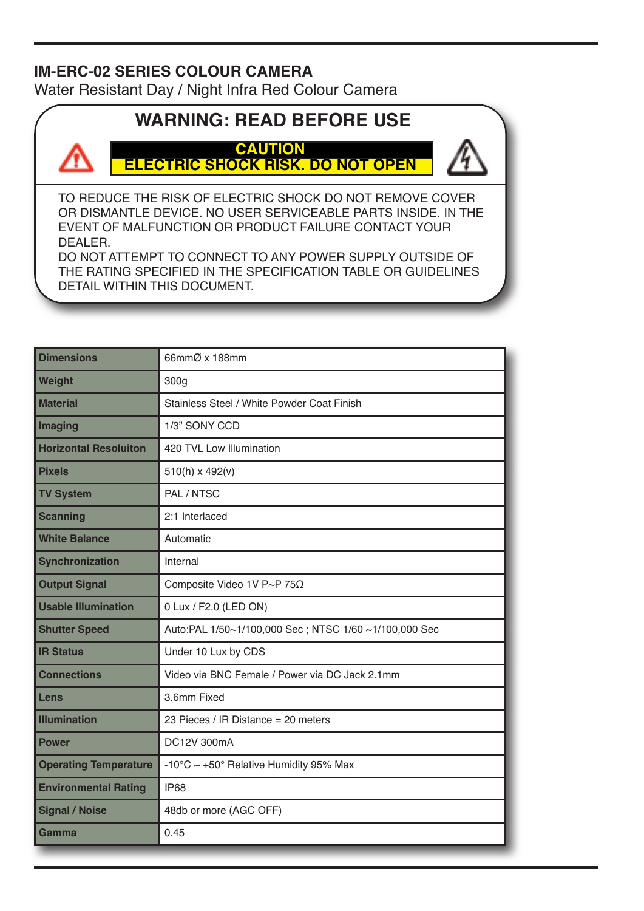# IM-ERC-02 SERIES COLOUR CAMERA

Water Resistant Day / Night Infra Red Colour Camera

## WARNING: READ BEFORE USE

**CAUTION**
**ELECTRIC SHOCK RISK. DO NOT OPEN**

TO REDUCE THE RISK OF ELECTRIC SHOCK DO NOT REMOVE COVER OR DISMANTLE DEVICE. NO USER SERVICEABLE PARTS INSIDE. IN THE EVENT OF MALFUNCTION OR PRODUCT FAILURE CONTACT YOUR DEALER.
DO NOT ATTEMPT TO CONNECT TO ANY POWER SUPPLY OUTSIDE OF THE RATING SPECIFIED IN THE SPECIFICATION TABLE OR GUIDELINES DETAIL WITHIN THIS DOCUMENT.

| | |
|---|---|
| **Dimensions** | 66mmØ x 188mm |
| **Weight** | 300g |
| **Material** | Stainless Steel / White Powder Coat Finish |
| **Imaging** | 1/3" SONY CCD |
| **Horizontal Resoluiton** | 420 TVL Low Illumination |
| **Pixels** | 510(h) x 492(v) |
| **TV System** | PAL / NTSC |
| **Scanning** | 2:1 Interlaced |
| **White Balance** | Automatic |
| **Synchronization** | Internal |
| **Output Signal** | Composite Video 1V P~P 75Ω |
| **Usable Illumination** | 0 Lux / F2.0 (LED ON) |
| **Shutter Speed** | Auto:PAL 1/50~1/100,000 Sec ; NTSC 1/60 ~1/100,000 Sec |
| **IR Status** | Under 10 Lux by CDS |
| **Connections** | Video via BNC Female / Power via DC Jack 2.1mm |
| **Lens** | 3.6mm Fixed |
| **Illumination** | 23 Pieces / IR Distance = 20 meters |
| **Power** | DC12V 300mA |
| **Operating Temperature** | -10°C ~ +50° Relative Humidity 95% Max |
| **Environmental Rating** | IP68 |
| **Signal / Noise** | 48db or more (AGC OFF) |
| **Gamma** | 0.45 |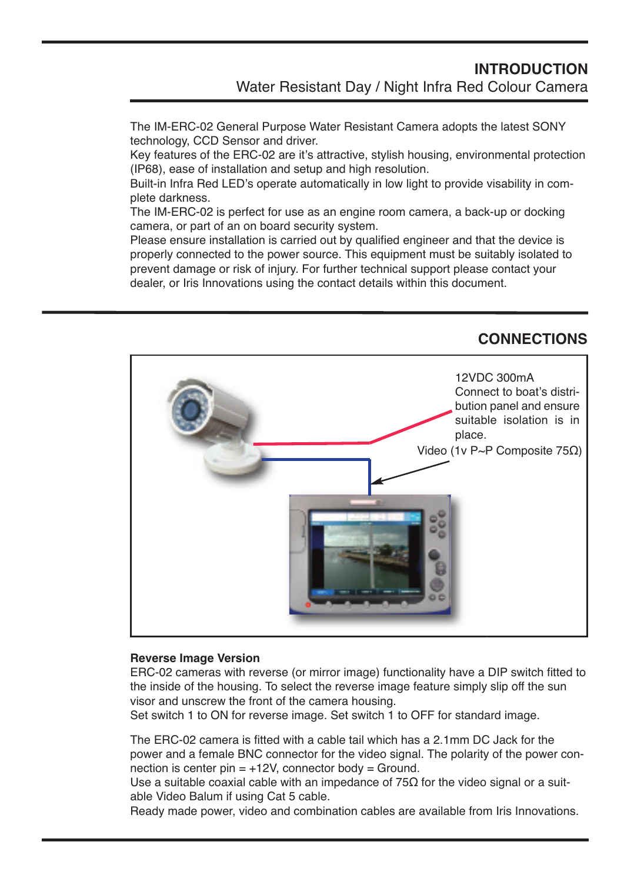## INTRODUCTION

Water Resistant Day / Night Infra Red Colour Camera

The IM-ERC-02 General Purpose Water Resistant Camera adopts the latest SONY technology, CCD Sensor and driver.
Key features of the ERC-02 are it's attractive, stylish housing, environmental protection (IP68), ease of installation and setup and high resolution.
Built-in Infra Red LED's operate automatically in low light to provide visability in complete darkness.
The IM-ERC-02 is perfect for use as an engine room camera, a back-up or docking camera, or part of an on board security system.
Please ensure installation is carried out by qualified engineer and that the device is properly connected to the power source. This equipment must be suitably isolated to prevent damage or risk of injury. For further technical support please contact your dealer, or Iris Innovations using the contact details within this document.

## CONNECTIONS

12VDC 300mA
Connect to boat's distribution panel and ensure suitable isolation is in place.

Video (1v P~P Composite 75Ω)

**Reverse Image Version**

ERC-02 cameras with reverse (or mirror image) functionality have a DIP switch fitted to the inside of the housing. To select the reverse image feature simply slip off the sun visor and unscrew the front of the camera housing.
Set switch 1 to ON for reverse image. Set switch 1 to OFF for standard image.

The ERC-02 camera is fitted with a cable tail which has a 2.1mm DC Jack for the power and a female BNC connector for the video signal. The polarity of the power connection is center pin = +12V, connector body = Ground.
Use a suitable coaxial cable with an impedance of 75Ω for the video signal or a suitable Video Balum if using Cat 5 cable.
Ready made power, video and combination cables are available from Iris Innovations.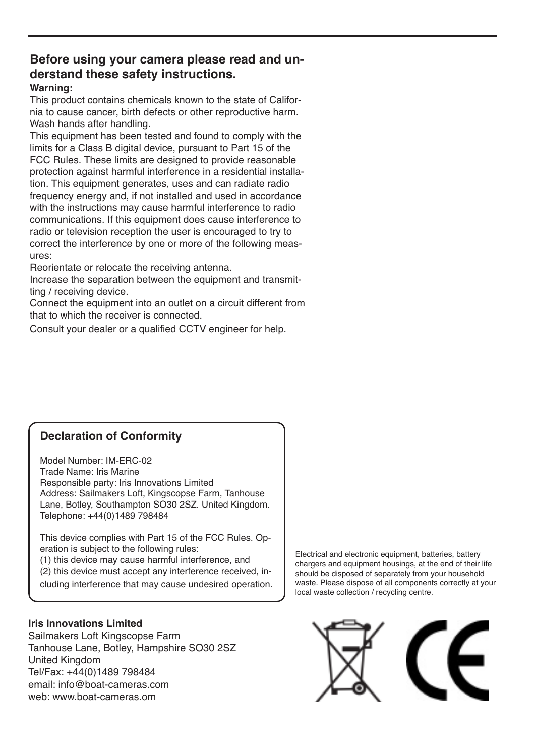## Before using your camera please read and understand these safety instructions.

**Warning:**

This product contains chemicals known to the state of California to cause cancer, birth defects or other reproductive harm. Wash hands after handling.

This equipment has been tested and found to comply with the limits for a Class B digital device, pursuant to Part 15 of the FCC Rules. These limits are designed to provide reasonable protection against harmful interference in a residential installation. This equipment generates, uses and can radiate radio frequency energy and, if not installed and used in accordance with the instructions may cause harmful interference to radio communications. If this equipment does cause interference to radio or television reception the user is encouraged to try to correct the interference by one or more of the following measures:

Reorientate or relocate the receiving antenna.

Increase the separation between the equipment and transmitting / receiving device.

Connect the equipment into an outlet on a circuit different from that to which the receiver is connected.

Consult your dealer or a qualified CCTV engineer for help.

### Declaration of Conformity

Model Number: IM-ERC-02
Trade Name: Iris Marine
Responsible party: Iris Innovations Limited
Address: Sailmakers Loft, Kingscopse Farm, Tanhouse Lane, Botley, Southampton SO30 2SZ. United Kingdom.
Telephone: +44(0)1489 798484

This device complies with Part 15 of the FCC Rules. Operation is subject to the following rules:
(1) this device may cause harmful interference, and
(2) this device must accept any interference received, including interference that may cause undesired operation.

Electrical and electronic equipment, batteries, battery chargers and equipment housings, at the end of their life should be disposed of separately from your household waste. Please dispose of all components correctly at your local waste collection / recycling centre.

**Iris Innovations Limited**
Sailmakers Loft Kingscopse Farm
Tanhouse Lane, Botley, Hampshire SO30 2SZ
United Kingdom
Tel/Fax: +44(0)1489 798484
email: info@boat-cameras.com
web: www.boat-cameras.om